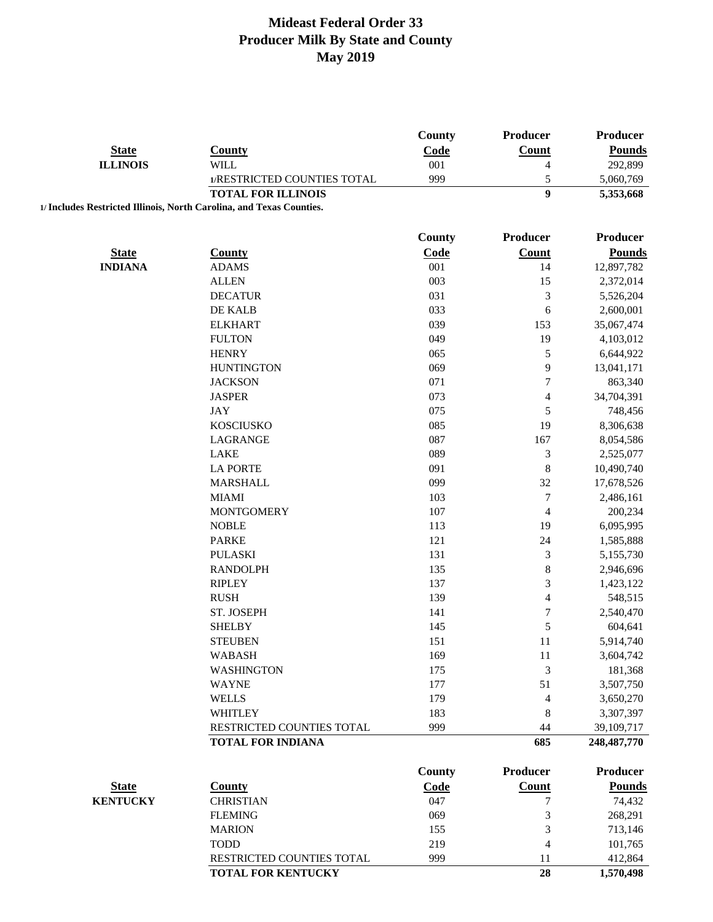# Mideast Federal Order 33
## Producer Milk By State and County
## May 2019

| State | County | County Code | Producer Count | Producer Pounds |
|---|---|---|---|---|
| **ILLINOIS** | WILL | 001 | 4 | 292,899 |
| | 1/RESTRICTED COUNTIES TOTAL | 999 | 5 | 5,060,769 |
| | **TOTAL FOR ILLINOIS** | | **9** | **5,353,668** |

**1/ Includes Restricted Illinois, North Carolina, and Texas Counties.**

| State | County | County Code | Producer Count | Producer Pounds |
|---|---|---|---|---|
| **INDIANA** | ADAMS | 001 | 14 | 12,897,782 |
| | ALLEN | 003 | 15 | 2,372,014 |
| | DECATUR | 031 | 3 | 5,526,204 |
| | DE KALB | 033 | 6 | 2,600,001 |
| | ELKHART | 039 | 153 | 35,067,474 |
| | FULTON | 049 | 19 | 4,103,012 |
| | HENRY | 065 | 5 | 6,644,922 |
| | HUNTINGTON | 069 | 9 | 13,041,171 |
| | JACKSON | 071 | 7 | 863,340 |
| | JASPER | 073 | 4 | 34,704,391 |
| | JAY | 075 | 5 | 748,456 |
| | KOSCIUSKO | 085 | 19 | 8,306,638 |
| | LAGRANGE | 087 | 167 | 8,054,586 |
| | LAKE | 089 | 3 | 2,525,077 |
| | LA PORTE | 091 | 8 | 10,490,740 |
| | MARSHALL | 099 | 32 | 17,678,526 |
| | MIAMI | 103 | 7 | 2,486,161 |
| | MONTGOMERY | 107 | 4 | 200,234 |
| | NOBLE | 113 | 19 | 6,095,995 |
| | PARKE | 121 | 24 | 1,585,888 |
| | PULASKI | 131 | 3 | 5,155,730 |
| | RANDOLPH | 135 | 8 | 2,946,696 |
| | RIPLEY | 137 | 3 | 1,423,122 |
| | RUSH | 139 | 4 | 548,515 |
| | ST. JOSEPH | 141 | 7 | 2,540,470 |
| | SHELBY | 145 | 5 | 604,641 |
| | STEUBEN | 151 | 11 | 5,914,740 |
| | WABASH | 169 | 11 | 3,604,742 |
| | WASHINGTON | 175 | 3 | 181,368 |
| | WAYNE | 177 | 51 | 3,507,750 |
| | WELLS | 179 | 4 | 3,650,270 |
| | WHITLEY | 183 | 8 | 3,307,397 |
| | RESTRICTED COUNTIES TOTAL | 999 | 44 | 39,109,717 |
| | **TOTAL FOR INDIANA** | | **685** | **248,487,770** |

| State | County | County Code | Producer Count | Producer Pounds |
|---|---|---|---|---|
| **KENTUCKY** | CHRISTIAN | 047 | 7 | 74,432 |
| | FLEMING | 069 | 3 | 268,291 |
| | MARION | 155 | 3 | 713,146 |
| | TODD | 219 | 4 | 101,765 |
| | RESTRICTED COUNTIES TOTAL | 999 | 11 | 412,864 |
| | **TOTAL FOR KENTUCKY** | | **28** | **1,570,498** |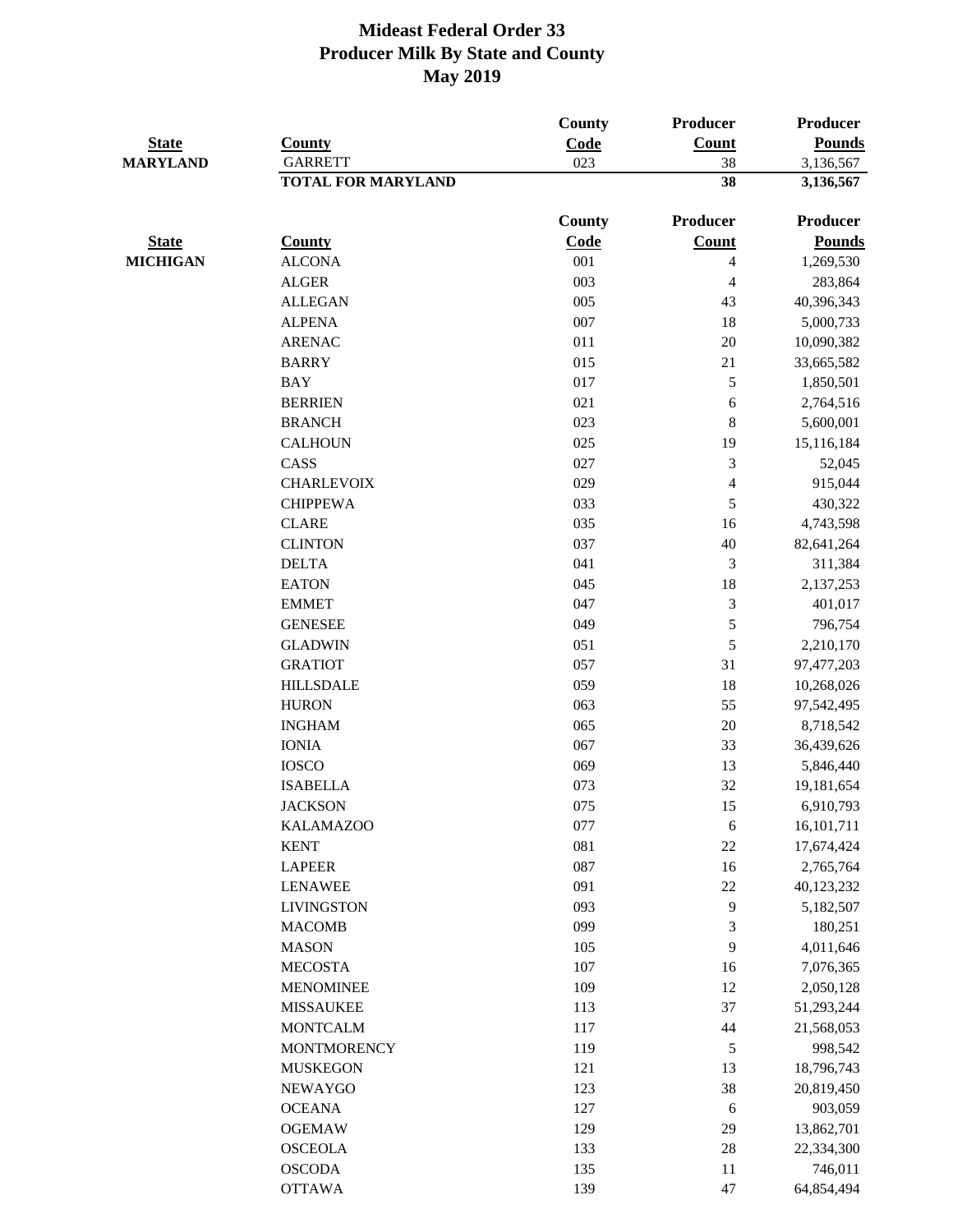# Mideast Federal Order 33
## Producer Milk By State and County
## May 2019

| State | County | County Code | Producer Count | Producer Pounds |
|---|---|---|---|---|
| MARYLAND | GARRETT | 023 | 38 | 3,136,567 |
| | **TOTAL FOR MARYLAND** | | **38** | **3,136,567** |

| State | County | County Code | Producer Count | Producer Pounds |
|---|---|---|---|---|
| MICHIGAN | ALCONA | 001 | 4 | 1,269,530 |
| | ALGER | 003 | 4 | 283,864 |
| | ALLEGAN | 005 | 43 | 40,396,343 |
| | ALPENA | 007 | 18 | 5,000,733 |
| | ARENAC | 011 | 20 | 10,090,382 |
| | BARRY | 015 | 21 | 33,665,582 |
| | BAY | 017 | 5 | 1,850,501 |
| | BERRIEN | 021 | 6 | 2,764,516 |
| | BRANCH | 023 | 8 | 5,600,001 |
| | CALHOUN | 025 | 19 | 15,116,184 |
| | CASS | 027 | 3 | 52,045 |
| | CHARLEVOIX | 029 | 4 | 915,044 |
| | CHIPPEWA | 033 | 5 | 430,322 |
| | CLARE | 035 | 16 | 4,743,598 |
| | CLINTON | 037 | 40 | 82,641,264 |
| | DELTA | 041 | 3 | 311,384 |
| | EATON | 045 | 18 | 2,137,253 |
| | EMMET | 047 | 3 | 401,017 |
| | GENESEE | 049 | 5 | 796,754 |
| | GLADWIN | 051 | 5 | 2,210,170 |
| | GRATIOT | 057 | 31 | 97,477,203 |
| | HILLSDALE | 059 | 18 | 10,268,026 |
| | HURON | 063 | 55 | 97,542,495 |
| | INGHAM | 065 | 20 | 8,718,542 |
| | IONIA | 067 | 33 | 36,439,626 |
| | IOSCO | 069 | 13 | 5,846,440 |
| | ISABELLA | 073 | 32 | 19,181,654 |
| | JACKSON | 075 | 15 | 6,910,793 |
| | KALAMAZOO | 077 | 6 | 16,101,711 |
| | KENT | 081 | 22 | 17,674,424 |
| | LAPEER | 087 | 16 | 2,765,764 |
| | LENAWEE | 091 | 22 | 40,123,232 |
| | LIVINGSTON | 093 | 9 | 5,182,507 |
| | MACOMB | 099 | 3 | 180,251 |
| | MASON | 105 | 9 | 4,011,646 |
| | MECOSTA | 107 | 16 | 7,076,365 |
| | MENOMINEE | 109 | 12 | 2,050,128 |
| | MISSAUKEE | 113 | 37 | 51,293,244 |
| | MONTCALM | 117 | 44 | 21,568,053 |
| | MONTMORENCY | 119 | 5 | 998,542 |
| | MUSKEGON | 121 | 13 | 18,796,743 |
| | NEWAYGO | 123 | 38 | 20,819,450 |
| | OCEANA | 127 | 6 | 903,059 |
| | OGEMAW | 129 | 29 | 13,862,701 |
| | OSCEOLA | 133 | 28 | 22,334,300 |
| | OSCODA | 135 | 11 | 746,011 |
| | OTTAWA | 139 | 47 | 64,854,494 |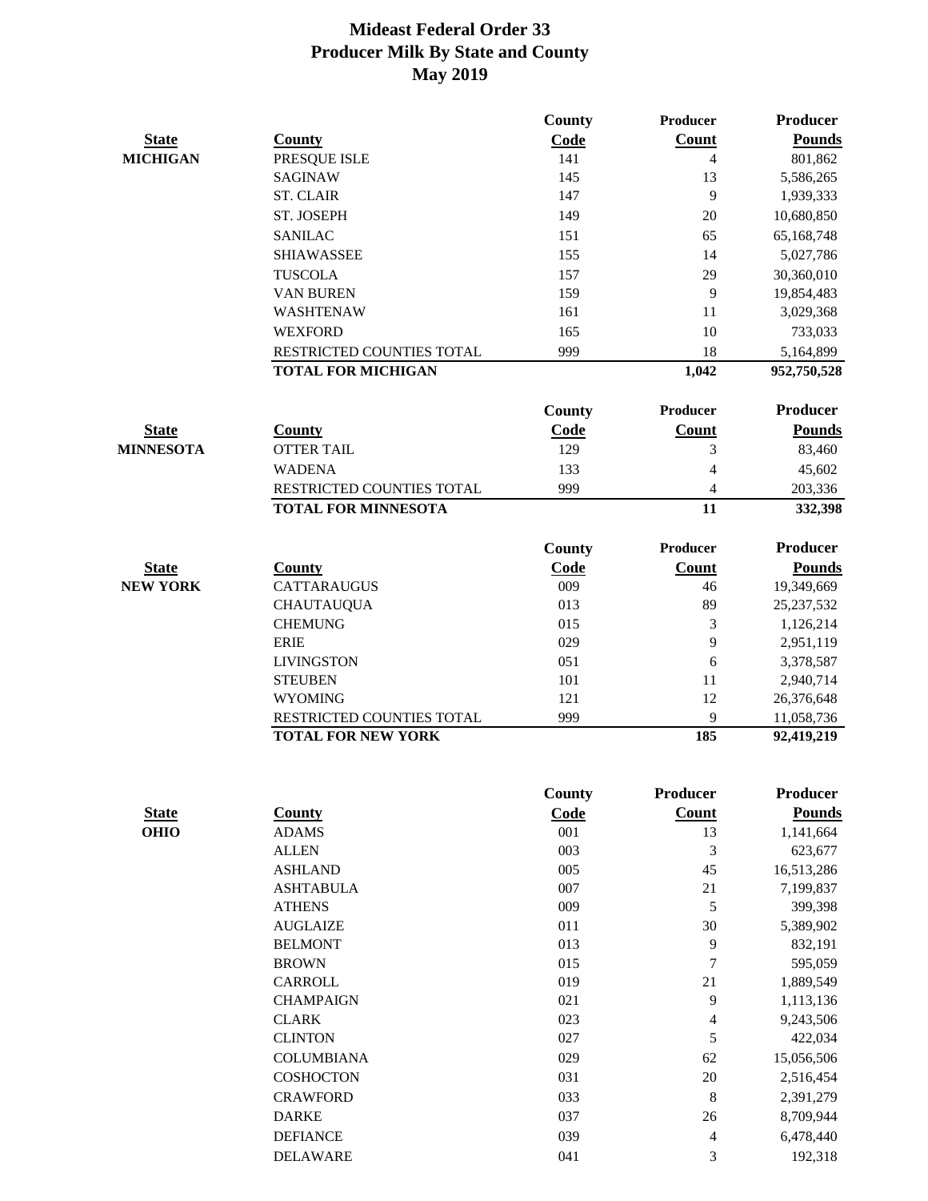# Mideast Federal Order 33
## Producer Milk By State and County
## May 2019

| State | County | County Code | Producer Count | Producer Pounds |
|---|---|---|---|---|
| MICHIGAN | PRESQUE ISLE | 141 | 4 | 801,862 |
| | SAGINAW | 145 | 13 | 5,586,265 |
| | ST. CLAIR | 147 | 9 | 1,939,333 |
| | ST. JOSEPH | 149 | 20 | 10,680,850 |
| | SANILAC | 151 | 65 | 65,168,748 |
| | SHIAWASSEE | 155 | 14 | 5,027,786 |
| | TUSCOLA | 157 | 29 | 30,360,010 |
| | VAN BUREN | 159 | 9 | 19,854,483 |
| | WASHTENAW | 161 | 11 | 3,029,368 |
| | WEXFORD | 165 | 10 | 733,033 |
| | RESTRICTED COUNTIES TOTAL | 999 | 18 | 5,164,899 |
| | **TOTAL FOR MICHIGAN** | | **1,042** | **952,750,528** |

| State | County | County Code | Producer Count | Producer Pounds |
|---|---|---|---|---|
| MINNESOTA | OTTER TAIL | 129 | 3 | 83,460 |
| | WADENA | 133 | 4 | 45,602 |
| | RESTRICTED COUNTIES TOTAL | 999 | 4 | 203,336 |
| | **TOTAL FOR MINNESOTA** | | **11** | **332,398** |

| State | County | County Code | Producer Count | Producer Pounds |
|---|---|---|---|---|
| NEW YORK | CATTARAUGUS | 009 | 46 | 19,349,669 |
| | CHAUTAUQUA | 013 | 89 | 25,237,532 |
| | CHEMUNG | 015 | 3 | 1,126,214 |
| | ERIE | 029 | 9 | 2,951,119 |
| | LIVINGSTON | 051 | 6 | 3,378,587 |
| | STEUBEN | 101 | 11 | 2,940,714 |
| | WYOMING | 121 | 12 | 26,376,648 |
| | RESTRICTED COUNTIES TOTAL | 999 | 9 | 11,058,736 |
| | **TOTAL FOR NEW YORK** | | **185** | **92,419,219** |

| State | County | County Code | Producer Count | Producer Pounds |
|---|---|---|---|---|
| OHIO | ADAMS | 001 | 13 | 1,141,664 |
| | ALLEN | 003 | 3 | 623,677 |
| | ASHLAND | 005 | 45 | 16,513,286 |
| | ASHTABULA | 007 | 21 | 7,199,837 |
| | ATHENS | 009 | 5 | 399,398 |
| | AUGLAIZE | 011 | 30 | 5,389,902 |
| | BELMONT | 013 | 9 | 832,191 |
| | BROWN | 015 | 7 | 595,059 |
| | CARROLL | 019 | 21 | 1,889,549 |
| | CHAMPAIGN | 021 | 9 | 1,113,136 |
| | CLARK | 023 | 4 | 9,243,506 |
| | CLINTON | 027 | 5 | 422,034 |
| | COLUMBIANA | 029 | 62 | 15,056,506 |
| | COSHOCTON | 031 | 20 | 2,516,454 |
| | CRAWFORD | 033 | 8 | 2,391,279 |
| | DARKE | 037 | 26 | 8,709,944 |
| | DEFIANCE | 039 | 4 | 6,478,440 |
| | DELAWARE | 041 | 3 | 192,318 |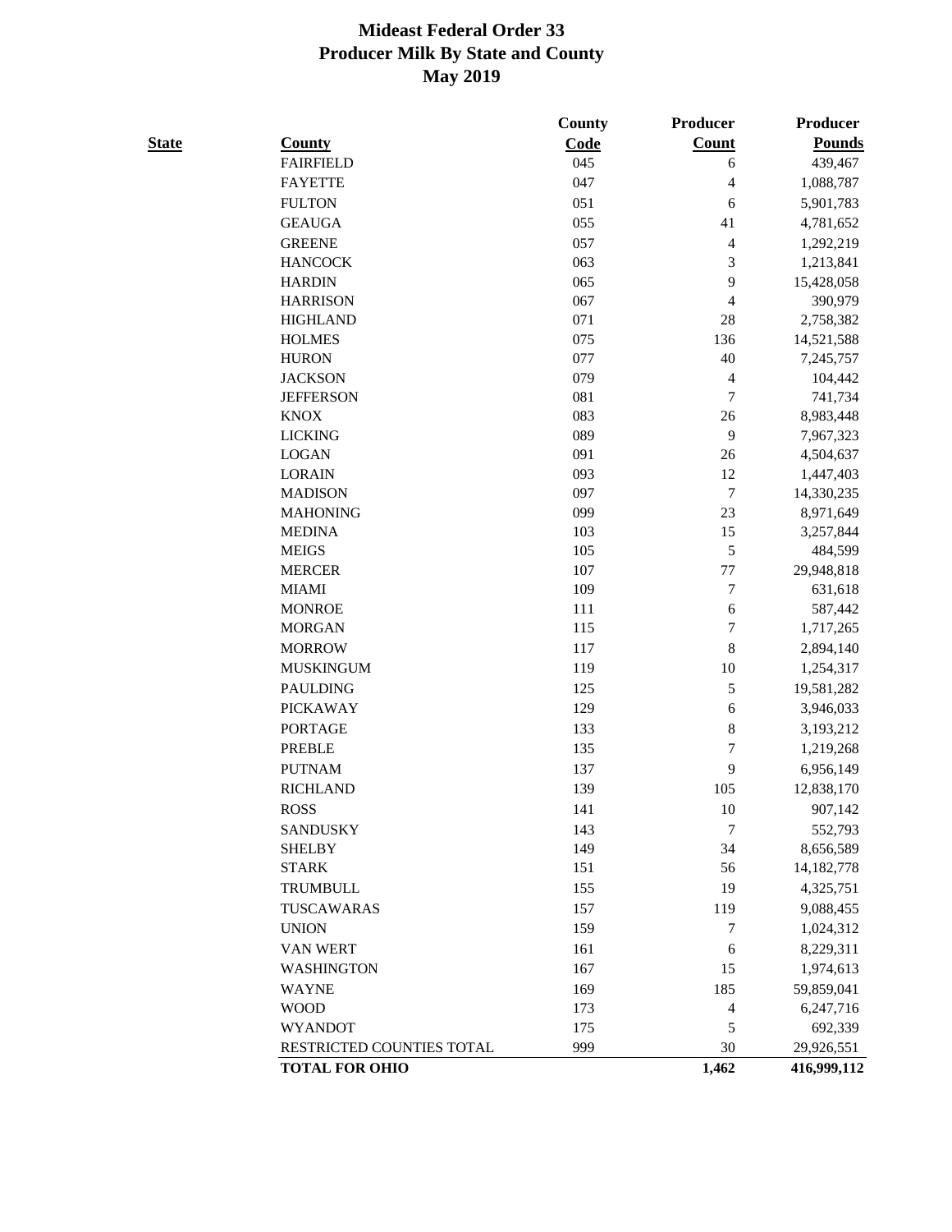# Mideast Federal Order 33
## Producer Milk By State and County
### May 2019

| State | County | County Code | Producer Count | Producer Pounds |
|---|---|---|---|---|
| | FAIRFIELD | 045 | 6 | 439,467 |
| | FAYETTE | 047 | 4 | 1,088,787 |
| | FULTON | 051 | 6 | 5,901,783 |
| | GEAUGA | 055 | 41 | 4,781,652 |
| | GREENE | 057 | 4 | 1,292,219 |
| | HANCOCK | 063 | 3 | 1,213,841 |
| | HARDIN | 065 | 9 | 15,428,058 |
| | HARRISON | 067 | 4 | 390,979 |
| | HIGHLAND | 071 | 28 | 2,758,382 |
| | HOLMES | 075 | 136 | 14,521,588 |
| | HURON | 077 | 40 | 7,245,757 |
| | JACKSON | 079 | 4 | 104,442 |
| | JEFFERSON | 081 | 7 | 741,734 |
| | KNOX | 083 | 26 | 8,983,448 |
| | LICKING | 089 | 9 | 7,967,323 |
| | LOGAN | 091 | 26 | 4,504,637 |
| | LORAIN | 093 | 12 | 1,447,403 |
| | MADISON | 097 | 7 | 14,330,235 |
| | MAHONING | 099 | 23 | 8,971,649 |
| | MEDINA | 103 | 15 | 3,257,844 |
| | MEIGS | 105 | 5 | 484,599 |
| | MERCER | 107 | 77 | 29,948,818 |
| | MIAMI | 109 | 7 | 631,618 |
| | MONROE | 111 | 6 | 587,442 |
| | MORGAN | 115 | 7 | 1,717,265 |
| | MORROW | 117 | 8 | 2,894,140 |
| | MUSKINGUM | 119 | 10 | 1,254,317 |
| | PAULDING | 125 | 5 | 19,581,282 |
| | PICKAWAY | 129 | 6 | 3,946,033 |
| | PORTAGE | 133 | 8 | 3,193,212 |
| | PREBLE | 135 | 7 | 1,219,268 |
| | PUTNAM | 137 | 9 | 6,956,149 |
| | RICHLAND | 139 | 105 | 12,838,170 |
| | ROSS | 141 | 10 | 907,142 |
| | SANDUSKY | 143 | 7 | 552,793 |
| | SHELBY | 149 | 34 | 8,656,589 |
| | STARK | 151 | 56 | 14,182,778 |
| | TRUMBULL | 155 | 19 | 4,325,751 |
| | TUSCARAWAS | 157 | 119 | 9,088,455 |
| | UNION | 159 | 7 | 1,024,312 |
| | VAN WERT | 161 | 6 | 8,229,311 |
| | WASHINGTON | 167 | 15 | 1,974,613 |
| | WAYNE | 169 | 185 | 59,859,041 |
| | WOOD | 173 | 4 | 6,247,716 |
| | WYANDOT | 175 | 5 | 692,339 |
| | RESTRICTED COUNTIES TOTAL | 999 | 30 | 29,926,551 |
| | **TOTAL FOR OHIO** | | **1,462** | **416,999,112** |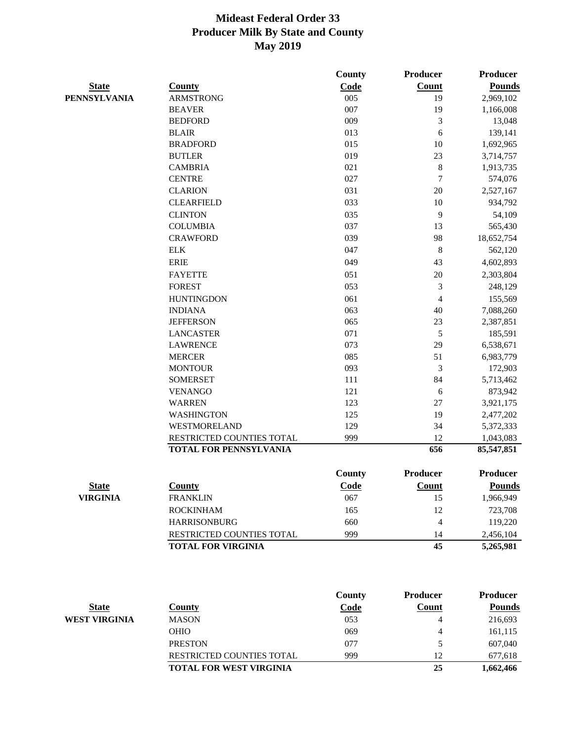# Mideast Federal Order 33
## Producer Milk By State and County
## May 2019

| State | County | County Code | Producer Count | Producer Pounds |
|---|---|---|---|---|
| PENNSYLVANIA | ARMSTRONG | 005 | 19 | 2,969,102 |
| | BEAVER | 007 | 19 | 1,166,008 |
| | BEDFORD | 009 | 3 | 13,048 |
| | BLAIR | 013 | 6 | 139,141 |
| | BRADFORD | 015 | 10 | 1,692,965 |
| | BUTLER | 019 | 23 | 3,714,757 |
| | CAMBRIA | 021 | 8 | 1,913,735 |
| | CENTRE | 027 | 7 | 574,076 |
| | CLARION | 031 | 20 | 2,527,167 |
| | CLEARFIELD | 033 | 10 | 934,792 |
| | CLINTON | 035 | 9 | 54,109 |
| | COLUMBIA | 037 | 13 | 565,430 |
| | CRAWFORD | 039 | 98 | 18,652,754 |
| | ELK | 047 | 8 | 562,120 |
| | ERIE | 049 | 43 | 4,602,893 |
| | FAYETTE | 051 | 20 | 2,303,804 |
| | FOREST | 053 | 3 | 248,129 |
| | HUNTINGDON | 061 | 4 | 155,569 |
| | INDIANA | 063 | 40 | 7,088,260 |
| | JEFFERSON | 065 | 23 | 2,387,851 |
| | LANCASTER | 071 | 5 | 185,591 |
| | LAWRENCE | 073 | 29 | 6,538,671 |
| | MERCER | 085 | 51 | 6,983,779 |
| | MONTOUR | 093 | 3 | 172,903 |
| | SOMERSET | 111 | 84 | 5,713,462 |
| | VENANGO | 121 | 6 | 873,942 |
| | WARREN | 123 | 27 | 3,921,175 |
| | WASHINGTON | 125 | 19 | 2,477,202 |
| | WESTMORELAND | 129 | 34 | 5,372,333 |
| | RESTRICTED COUNTIES TOTAL | 999 | 12 | 1,043,083 |
| | **TOTAL FOR PENNSYLVANIA** | | **656** | **85,547,851** |

| State | County | County Code | Producer Count | Producer Pounds |
|---|---|---|---|---|
| VIRGINIA | FRANKLIN | 067 | 15 | 1,966,949 |
| | ROCKINHAM | 165 | 12 | 723,708 |
| | HARRISONBURG | 660 | 4 | 119,220 |
| | RESTRICTED COUNTIES TOTAL | 999 | 14 | 2,456,104 |
| | **TOTAL FOR VIRGINIA** | | **45** | **5,265,981** |

| State | County | County Code | Producer Count | Producer Pounds |
|---|---|---|---|---|
| WEST VIRGINIA | MASON | 053 | 4 | 216,693 |
| | OHIO | 069 | 4 | 161,115 |
| | PRESTON | 077 | 5 | 607,040 |
| | RESTRICTED COUNTIES TOTAL | 999 | 12 | 677,618 |
| | **TOTAL FOR WEST VIRGINIA** | | **25** | **1,662,466** |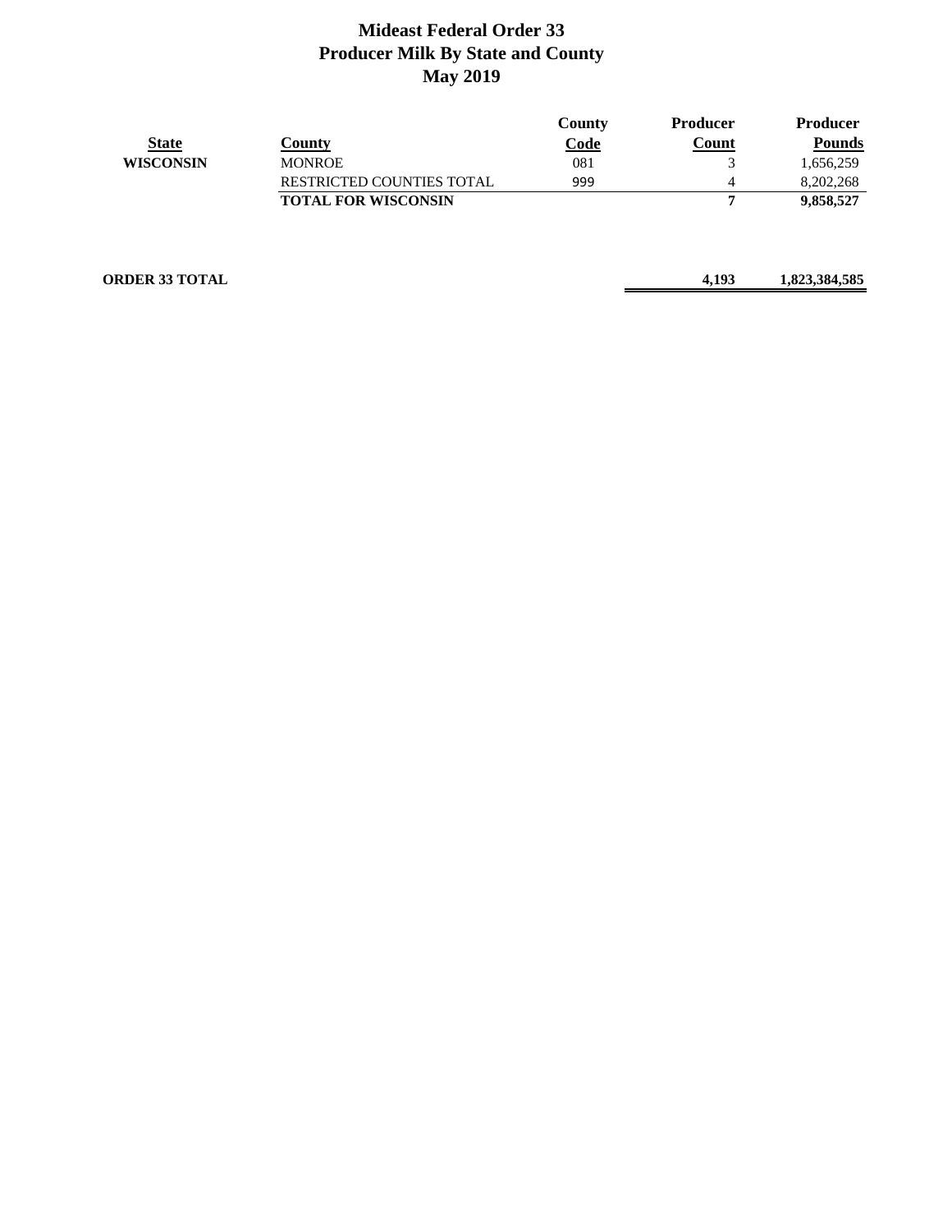# Mideast Federal Order 33
## Producer Milk By State and County
## May 2019

| State | County | County Code | Producer Count | Producer Pounds |
|---|---|---|---|---|
| **WISCONSIN** | MONROE | 081 | 3 | 1,656,259 |
| | RESTRICTED COUNTIES TOTAL | 999 | 4 | 8,202,268 |
| | **TOTAL FOR WISCONSIN** | | **7** | **9,858,527** |
| | | | | |
| **ORDER 33 TOTAL** | | | **4,193** | **1,823,384,585** |